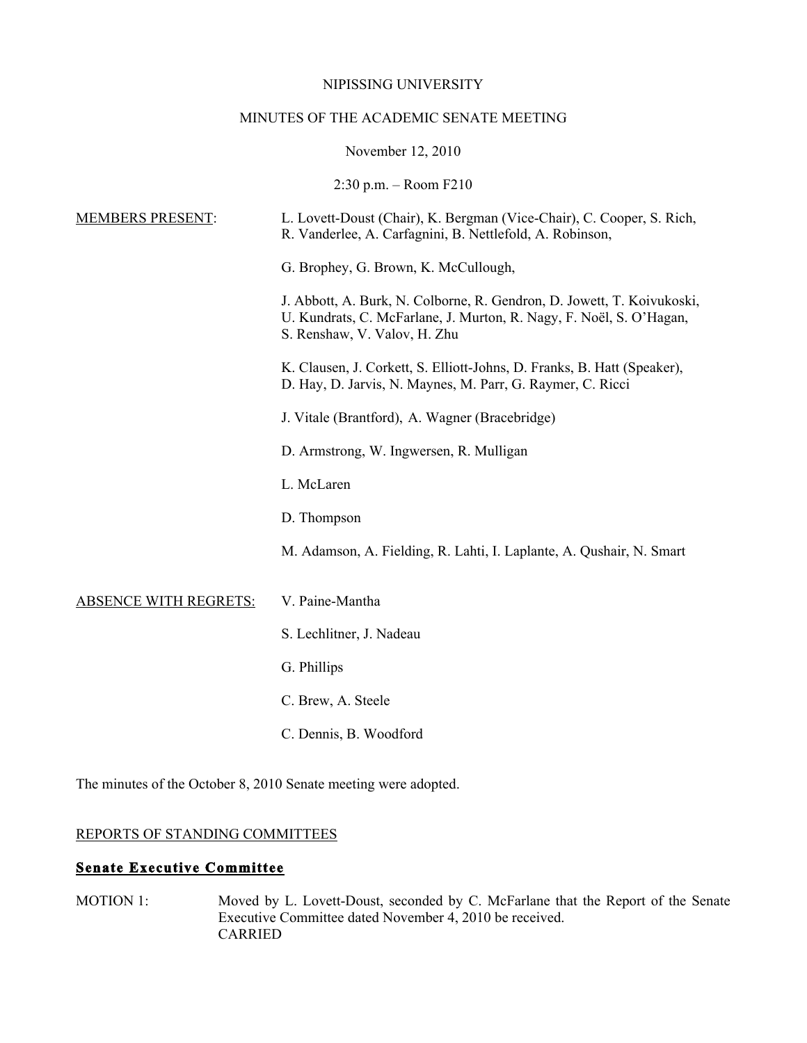NIPISSING UNIVERSITY

MINUTES OF THE ACADEMIC SENATE MEETING

November 12, 2010

2:30 p.m. – Room F210

MEMBERS PRESENT:

L. Lovett-Doust (Chair), K. Bergman (Vice-Chair), C. Cooper, S. Rich, R. Vanderlee, A. Carfagnini, B. Nettlefold, A. Robinson,

G. Brophey, G. Brown, K. McCullough,

J. Abbott, A. Burk, N. Colborne, R. Gendron, D. Jowett, T. Koivukoski, U. Kundrats, C. McFarlane, J. Murton, R. Nagy, F. Noël, S. O'Hagan, S. Renshaw, V. Valov, H. Zhu

K. Clausen, J. Corkett, S. Elliott-Johns, D. Franks, B. Hatt (Speaker), D. Hay, D. Jarvis, N. Maynes, M. Parr, G. Raymer, C. Ricci

J. Vitale (Brantford), A. Wagner (Bracebridge)

D. Armstrong, W. Ingwersen, R. Mulligan

L. McLaren

D. Thompson

M. Adamson, A. Fielding, R. Lahti, I. Laplante, A. Qushair, N. Smart

ABSENCE WITH REGRETS:

V. Paine-Mantha

S. Lechlitner, J. Nadeau

G. Phillips

C. Brew, A. Steele

C. Dennis, B. Woodford

The minutes of the October 8, 2010 Senate meeting were adopted.

REPORTS OF STANDING COMMITTEES

## Senate Executive Committee

MOTION 1: Moved by L. Lovett-Doust, seconded by C. McFarlane that the Report of the Senate Executive Committee dated November 4, 2010 be received.
CARRIED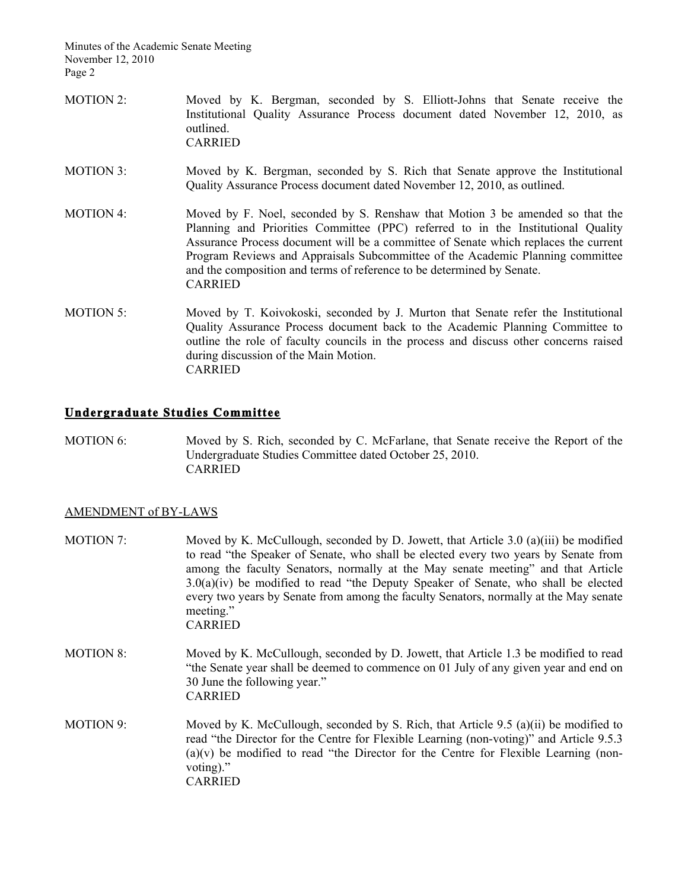MOTION 2: Moved by K. Bergman, seconded by S. Elliott-Johns that Senate receive the Institutional Quality Assurance Process document dated November 12, 2010, as outlined.
CARRIED

MOTION 3: Moved by K. Bergman, seconded by S. Rich that Senate approve the Institutional Quality Assurance Process document dated November 12, 2010, as outlined.

MOTION 4: Moved by F. Noel, seconded by S. Renshaw that Motion 3 be amended so that the Planning and Priorities Committee (PPC) referred to in the Institutional Quality Assurance Process document will be a committee of Senate which replaces the current Program Reviews and Appraisals Subcommittee of the Academic Planning committee and the composition and terms of reference to be determined by Senate.
CARRIED

MOTION 5: Moved by T. Koivokoski, seconded by J. Murton that Senate refer the Institutional Quality Assurance Process document back to the Academic Planning Committee to outline the role of faculty councils in the process and discuss other concerns raised during discussion of the Main Motion.
CARRIED

## Undergraduate Studies Committee

MOTION 6: Moved by S. Rich, seconded by C. McFarlane, that Senate receive the Report of the Undergraduate Studies Committee dated October 25, 2010.
CARRIED

## AMENDMENT of BY-LAWS

MOTION 7: Moved by K. McCullough, seconded by D. Jowett, that Article 3.0 (a)(iii) be modified to read "the Speaker of Senate, who shall be elected every two years by Senate from among the faculty Senators, normally at the May senate meeting" and that Article 3.0(a)(iv) be modified to read "the Deputy Speaker of Senate, who shall be elected every two years by Senate from among the faculty Senators, normally at the May senate meeting."
CARRIED

MOTION 8: Moved by K. McCullough, seconded by D. Jowett, that Article 1.3 be modified to read "the Senate year shall be deemed to commence on 01 July of any given year and end on 30 June the following year."
CARRIED

MOTION 9: Moved by K. McCullough, seconded by S. Rich, that Article 9.5 (a)(ii) be modified to read "the Director for the Centre for Flexible Learning (non-voting)" and Article 9.5.3 (a)(v) be modified to read "the Director for the Centre for Flexible Learning (non-voting)."
CARRIED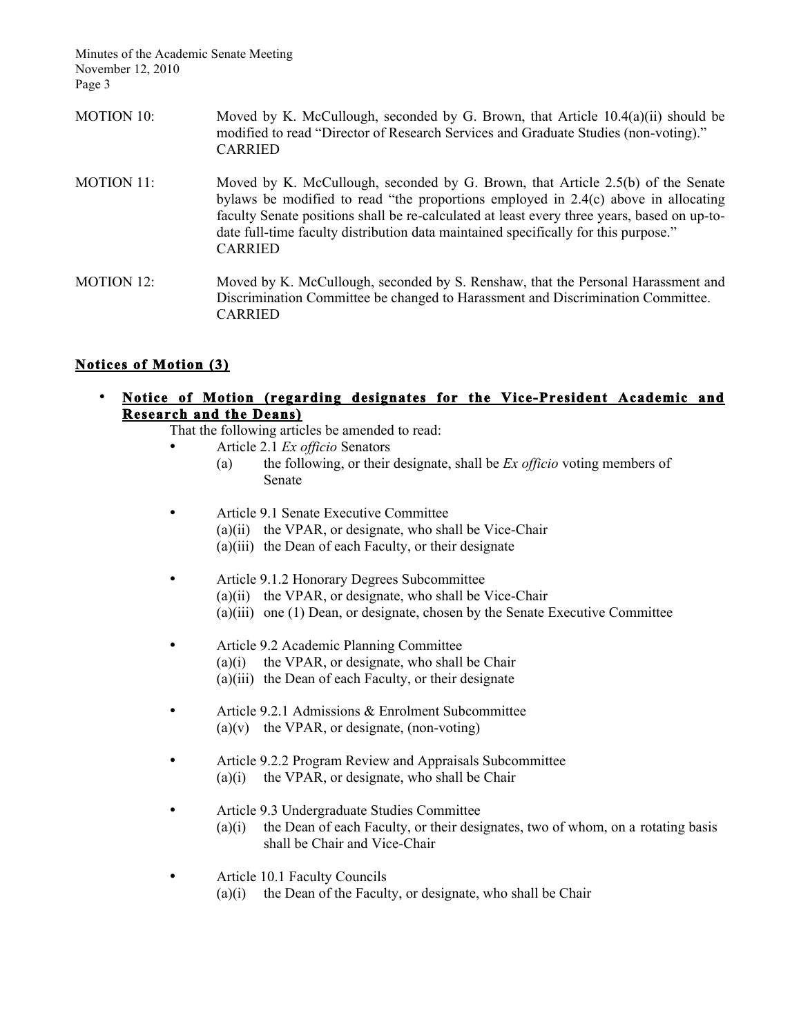MOTION 10: Moved by K. McCullough, seconded by G. Brown, that Article 10.4(a)(ii) should be modified to read "Director of Research Services and Graduate Studies (non-voting)."
CARRIED

MOTION 11: Moved by K. McCullough, seconded by G. Brown, that Article 2.5(b) of the Senate bylaws be modified to read "the proportions employed in 2.4(c) above in allocating faculty Senate positions shall be re-calculated at least every three years, based on up-to-date full-time faculty distribution data maintained specifically for this purpose."
CARRIED

MOTION 12: Moved by K. McCullough, seconded by S. Renshaw, that the Personal Harassment and Discrimination Committee be changed to Harassment and Discrimination Committee.
CARRIED

## Notices of Motion (3)

- **Notice of Motion (regarding designates for the Vice-President Academic and Research and the Deans)**

  That the following articles be amended to read:

  - Article 2.1 *Ex officio* Senators
    - (a) the following, or their designate, shall be *Ex officio* voting members of Senate
  - Article 9.1 Senate Executive Committee
    - (a)(ii) the VPAR, or designate, who shall be Vice-Chair
    - (a)(iii) the Dean of each Faculty, or their designate
  - Article 9.1.2 Honorary Degrees Subcommittee
    - (a)(ii) the VPAR, or designate, who shall be Vice-Chair
    - (a)(iii) one (1) Dean, or designate, chosen by the Senate Executive Committee
  - Article 9.2 Academic Planning Committee
    - (a)(i) the VPAR, or designate, who shall be Chair
    - (a)(iii) the Dean of each Faculty, or their designate
  - Article 9.2.1 Admissions & Enrolment Subcommittee
    - (a)(v) the VPAR, or designate, (non-voting)
  - Article 9.2.2 Program Review and Appraisals Subcommittee
    - (a)(i) the VPAR, or designate, who shall be Chair
  - Article 9.3 Undergraduate Studies Committee
    - (a)(i) the Dean of each Faculty, or their designates, two of whom, on a rotating basis shall be Chair and Vice-Chair
  - Article 10.1 Faculty Councils
    - (a)(i) the Dean of the Faculty, or designate, who shall be Chair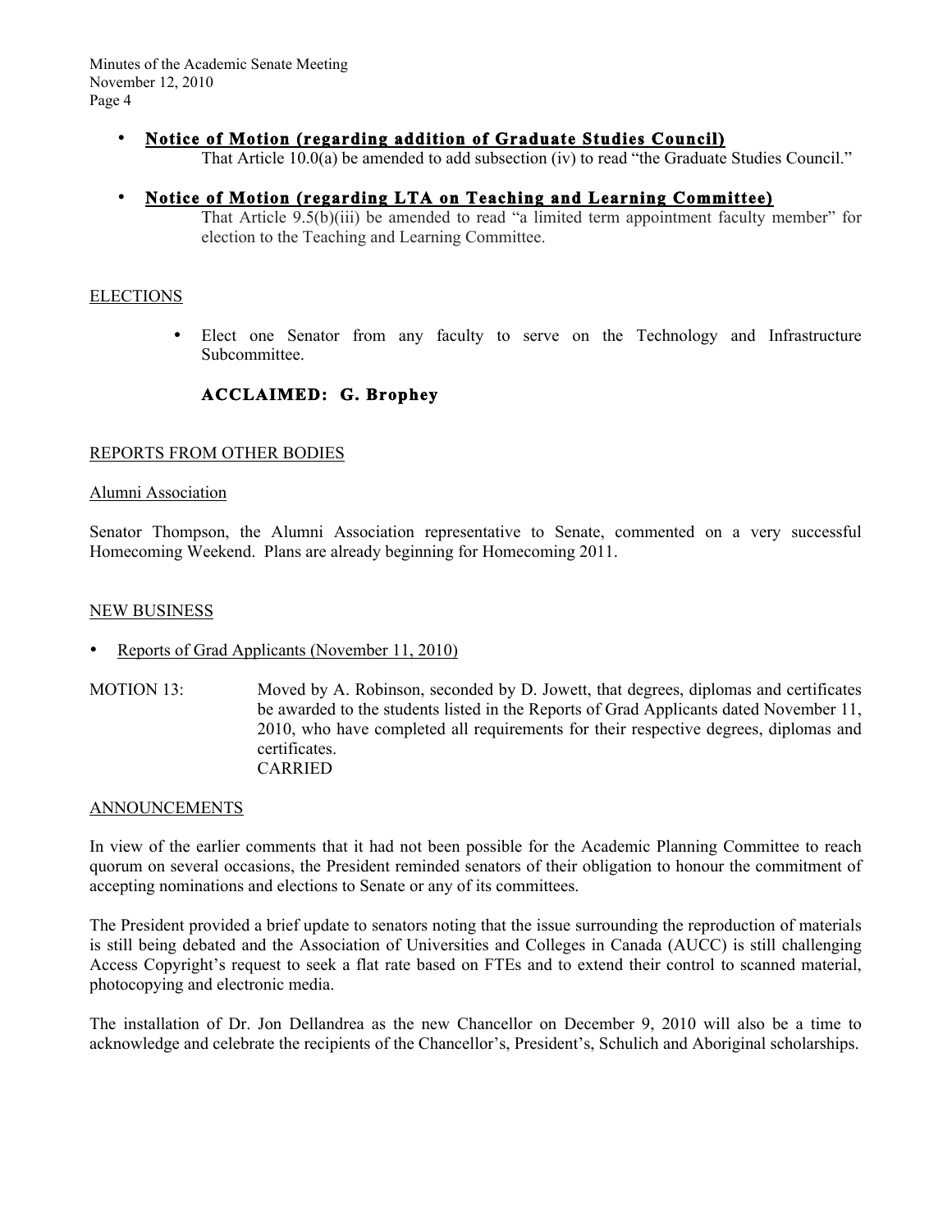- **Notice of Motion (regarding addition of Graduate Studies Council)**
  That Article 10.0(a) be amended to add subsection (iv) to read "the Graduate Studies Council."

- **Notice of Motion (regarding LTA on Teaching and Learning Committee)**
  That Article 9.5(b)(iii) be amended to read "a limited term appointment faculty member" for election to the Teaching and Learning Committee.

## ELECTIONS

- Elect one Senator from any faculty to serve on the Technology and Infrastructure Subcommittee.

  **ACCLAIMED: G. Brophey**

## REPORTS FROM OTHER BODIES

### Alumni Association

Senator Thompson, the Alumni Association representative to Senate, commented on a very successful Homecoming Weekend. Plans are already beginning for Homecoming 2011.

## NEW BUSINESS

- Reports of Grad Applicants (November 11, 2010)

MOTION 13: Moved by A. Robinson, seconded by D. Jowett, that degrees, diplomas and certificates be awarded to the students listed in the Reports of Grad Applicants dated November 11, 2010, who have completed all requirements for their respective degrees, diplomas and certificates.
CARRIED

## ANNOUNCEMENTS

In view of the earlier comments that it had not been possible for the Academic Planning Committee to reach quorum on several occasions, the President reminded senators of their obligation to honour the commitment of accepting nominations and elections to Senate or any of its committees.

The President provided a brief update to senators noting that the issue surrounding the reproduction of materials is still being debated and the Association of Universities and Colleges in Canada (AUCC) is still challenging Access Copyright's request to seek a flat rate based on FTEs and to extend their control to scanned material, photocopying and electronic media.

The installation of Dr. Jon Dellandrea as the new Chancellor on December 9, 2010 will also be a time to acknowledge and celebrate the recipients of the Chancellor's, President's, Schulich and Aboriginal scholarships.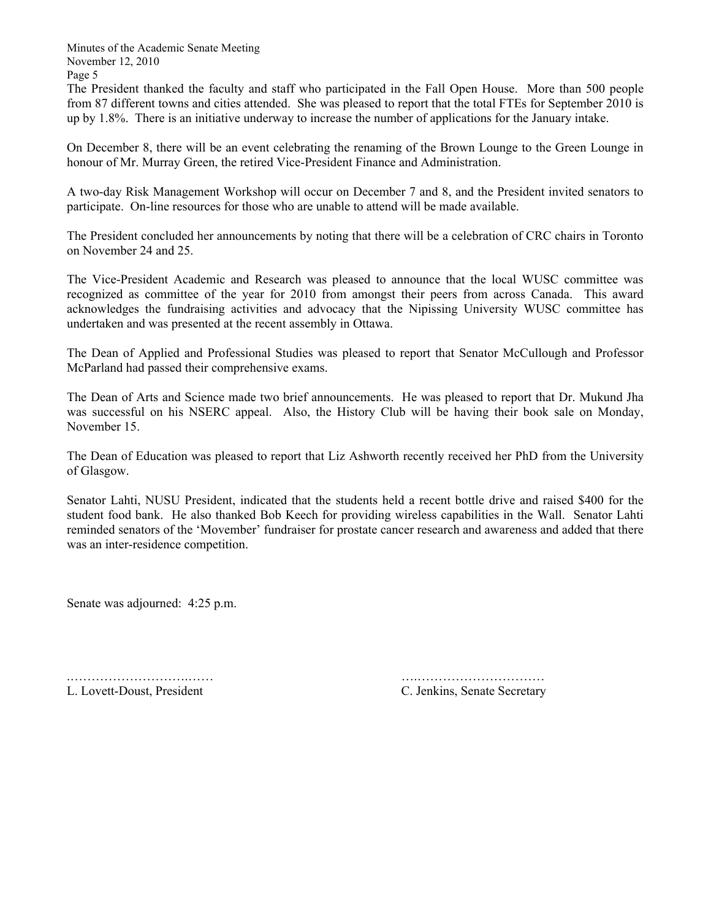The President thanked the faculty and staff who participated in the Fall Open House. More than 500 people from 87 different towns and cities attended. She was pleased to report that the total FTEs for September 2010 is up by 1.8%. There is an initiative underway to increase the number of applications for the January intake.

On December 8, there will be an event celebrating the renaming of the Brown Lounge to the Green Lounge in honour of Mr. Murray Green, the retired Vice-President Finance and Administration.

A two-day Risk Management Workshop will occur on December 7 and 8, and the President invited senators to participate. On-line resources for those who are unable to attend will be made available.

The President concluded her announcements by noting that there will be a celebration of CRC chairs in Toronto on November 24 and 25.

The Vice-President Academic and Research was pleased to announce that the local WUSC committee was recognized as committee of the year for 2010 from amongst their peers from across Canada. This award acknowledges the fundraising activities and advocacy that the Nipissing University WUSC committee has undertaken and was presented at the recent assembly in Ottawa.

The Dean of Applied and Professional Studies was pleased to report that Senator McCullough and Professor McParland had passed their comprehensive exams.

The Dean of Arts and Science made two brief announcements. He was pleased to report that Dr. Mukund Jha was successful on his NSERC appeal. Also, the History Club will be having their book sale on Monday, November 15.

The Dean of Education was pleased to report that Liz Ashworth recently received her PhD from the University of Glasgow.

Senator Lahti, NUSU President, indicated that the students held a recent bottle drive and raised $400 for the student food bank. He also thanked Bob Keech for providing wireless capabilities in the Wall. Senator Lahti reminded senators of the 'Movember' fundraiser for prostate cancer research and awareness and added that there was an inter-residence competition.

Senate was adjourned: 4:25 p.m.

…………………………… ……………………………

L. Lovett-Doust, President C. Jenkins, Senate Secretary